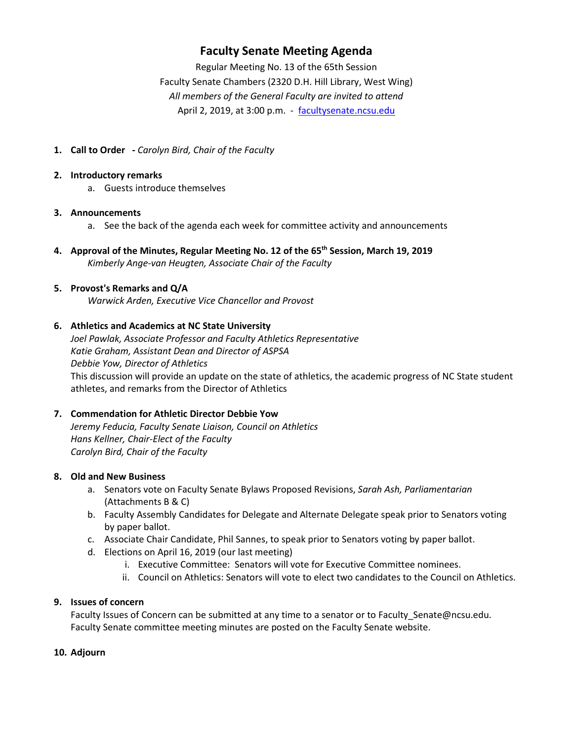# Faculty Senate Meeting Agenda

Regular Meeting No. 13 of the 65th Session
Faculty Senate Chambers (2320 D.H. Hill Library, West Wing)
*All members of the General Faculty are invited to attend*
April 2, 2019, at 3:00 p.m. - [facultysenate.ncsu.edu](facultysenate.ncsu.edu)

1. **Call to Order** - *Carolyn Bird, Chair of the Faculty*

2. **Introductory remarks**
   a. Guests introduce themselves

3. **Announcements**
   a. See the back of the agenda each week for committee activity and announcements

4. **Approval of the Minutes, Regular Meeting No. 12 of the 65th Session, March 19, 2019**
   *Kimberly Ange-van Heugten, Associate Chair of the Faculty*

5. **Provost's Remarks and Q/A**
   *Warwick Arden, Executive Vice Chancellor and Provost*

6. **Athletics and Academics at NC State University**
   *Joel Pawlak, Associate Professor and Faculty Athletics Representative*
   *Katie Graham, Assistant Dean and Director of ASPSA*
   *Debbie Yow, Director of Athletics*
   This discussion will provide an update on the state of athletics, the academic progress of NC State student athletes, and remarks from the Director of Athletics

7. **Commendation for Athletic Director Debbie Yow**
   *Jeremy Feducia, Faculty Senate Liaison, Council on Athletics*
   *Hans Kellner, Chair-Elect of the Faculty*
   *Carolyn Bird, Chair of the Faculty*

8. **Old and New Business**
   a. Senators vote on Faculty Senate Bylaws Proposed Revisions, *Sarah Ash, Parliamentarian* (Attachments B & C)
   b. Faculty Assembly Candidates for Delegate and Alternate Delegate speak prior to Senators voting by paper ballot.
   c. Associate Chair Candidate, Phil Sannes, to speak prior to Senators voting by paper ballot.
   d. Elections on April 16, 2019 (our last meeting)
      i. Executive Committee: Senators will vote for Executive Committee nominees.
      ii. Council on Athletics: Senators will vote to elect two candidates to the Council on Athletics.

9. **Issues of concern**
   Faculty Issues of Concern can be submitted at any time to a senator or to Faculty_Senate@ncsu.edu. Faculty Senate committee meeting minutes are posted on the Faculty Senate website.

10. **Adjourn**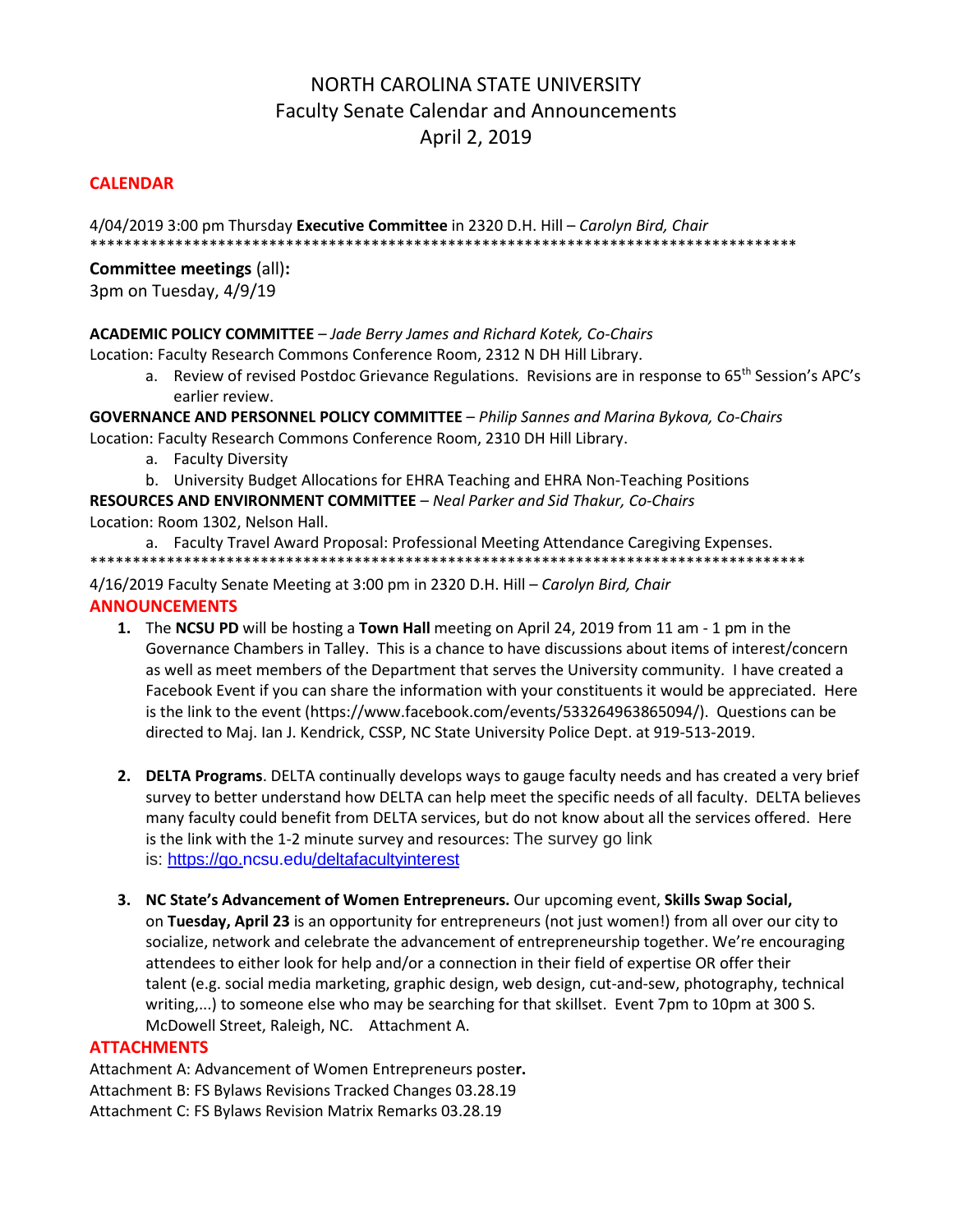# NORTH CAROLINA STATE UNIVERSITY
# Faculty Senate Calendar and Announcements
# April 2, 2019

## CALENDAR

4/04/2019 3:00 pm Thursday **Executive Committee** in 2320 D.H. Hill – *Carolyn Bird, Chair*
************************************************************************************

**Committee meetings** (all)**:**
3pm on Tuesday, 4/9/19

**ACADEMIC POLICY COMMITTEE** – *Jade Berry James and Richard Kotek, Co-Chairs*
Location: Faculty Research Commons Conference Room, 2312 N DH Hill Library.

a. Review of revised Postdoc Grievance Regulations. Revisions are in response to 65th Session's APC's earlier review.

**GOVERNANCE AND PERSONNEL POLICY COMMITTEE** – *Philip Sannes and Marina Bykova, Co-Chairs*
Location: Faculty Research Commons Conference Room, 2310 DH Hill Library.

a. Faculty Diversity
b. University Budget Allocations for EHRA Teaching and EHRA Non-Teaching Positions

**RESOURCES AND ENVIRONMENT COMMITTEE** – *Neal Parker and Sid Thakur, Co-Chairs*
Location: Room 1302, Nelson Hall.

a. Faculty Travel Award Proposal: Professional Meeting Attendance Caregiving Expenses.

************************************************************************************

4/16/2019 Faculty Senate Meeting at 3:00 pm in 2320 D.H. Hill – *Carolyn Bird, Chair*

## ANNOUNCEMENTS

1. The **NCSU PD** will be hosting a **Town Hall** meeting on April 24, 2019 from 11 am - 1 pm in the Governance Chambers in Talley. This is a chance to have discussions about items of interest/concern as well as meet members of the Department that serves the University community. I have created a Facebook Event if you can share the information with your constituents it would be appreciated. Here is the link to the event (https://www.facebook.com/events/533264963865094/). Questions can be directed to Maj. Ian J. Kendrick, CSSP, NC State University Police Dept. at 919-513-2019.

2. **DELTA Programs**. DELTA continually develops ways to gauge faculty needs and has created a very brief survey to better understand how DELTA can help meet the specific needs of all faculty. DELTA believes many faculty could benefit from DELTA services, but do not know about all the services offered. Here is the link with the 1-2 minute survey and resources: The survey go link is: https://go.ncsu.edu/deltafacultyinterest

3. **NC State's Advancement of Women Entrepreneurs.** Our upcoming event, **Skills Swap Social,** on **Tuesday, April 23** is an opportunity for entrepreneurs (not just women!) from all over our city to socialize, network and celebrate the advancement of entrepreneurship together. We're encouraging attendees to either look for help and/or a connection in their field of expertise OR offer their talent (e.g. social media marketing, graphic design, web design, cut-and-sew, photography, technical writing,...) to someone else who may be searching for that skillset. Event 7pm to 10pm at 300 S. McDowell Street, Raleigh, NC. Attachment A.

## ATTACHMENTS

Attachment A: Advancement of Women Entrepreneurs poster**.**
Attachment B: FS Bylaws Revisions Tracked Changes 03.28.19
Attachment C: FS Bylaws Revision Matrix Remarks 03.28.19